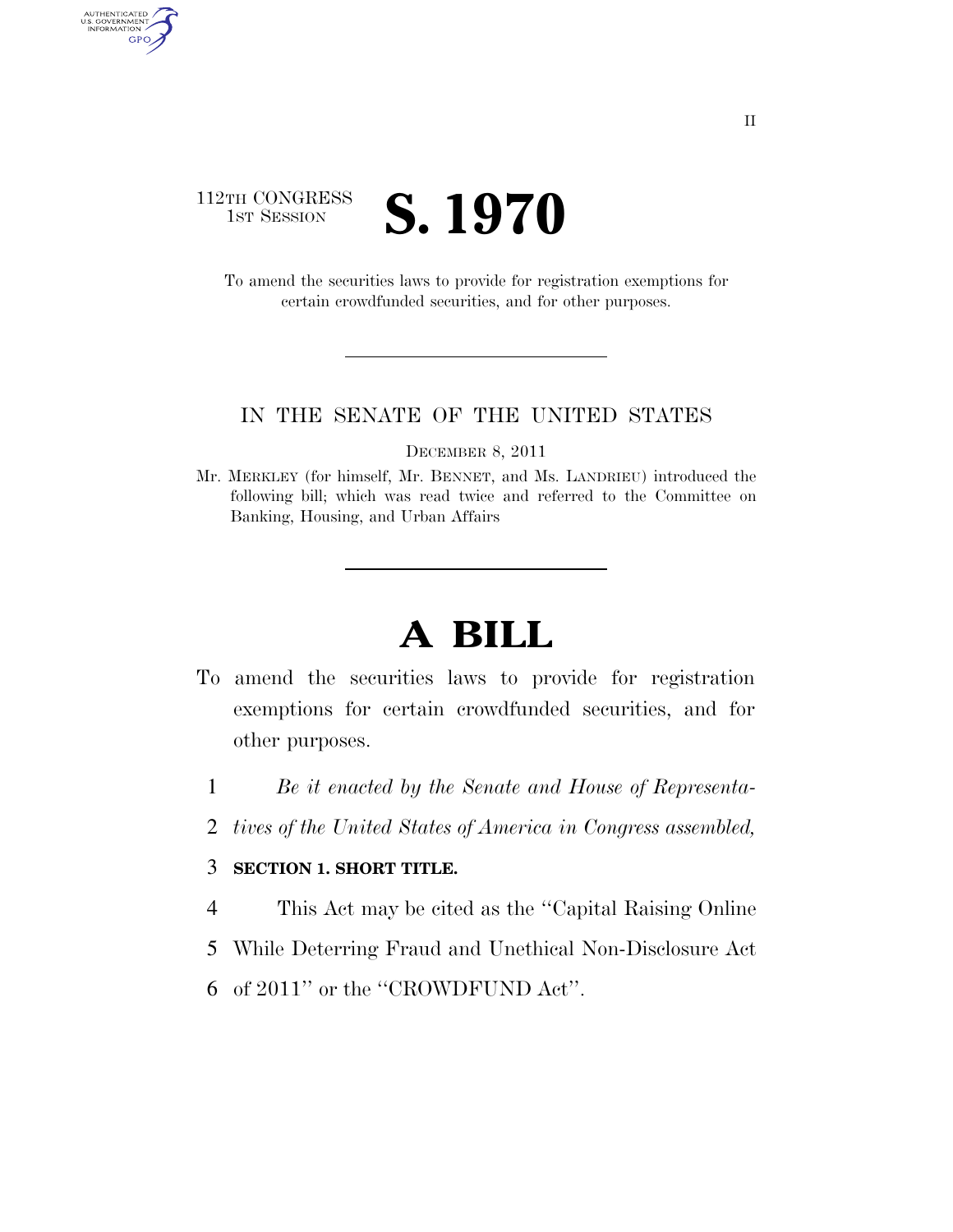112TH CONGRESS
1ST SESSION

# S. 1970

To amend the securities laws to provide for registration exemptions for certain crowdfunded securities, and for other purposes.

---

IN THE SENATE OF THE UNITED STATES

DECEMBER 8, 2011

Mr. MERKLEY (for himself, Mr. BENNET, and Ms. LANDRIEU) introduced the following bill; which was read twice and referred to the Committee on Banking, Housing, and Urban Affairs

---

# A BILL

To amend the securities laws to provide for registration exemptions for certain crowdfunded securities, and for other purposes.

1 *Be it enacted by the Senate and House of Representa-*
2 *tives of the United States of America in Congress assembled,*

3 **SECTION 1. SHORT TITLE.**

4 This Act may be cited as the ''Capital Raising Online
5 While Deterring Fraud and Unethical Non-Disclosure Act
6 of 2011'' or the ''CROWDFUND Act''.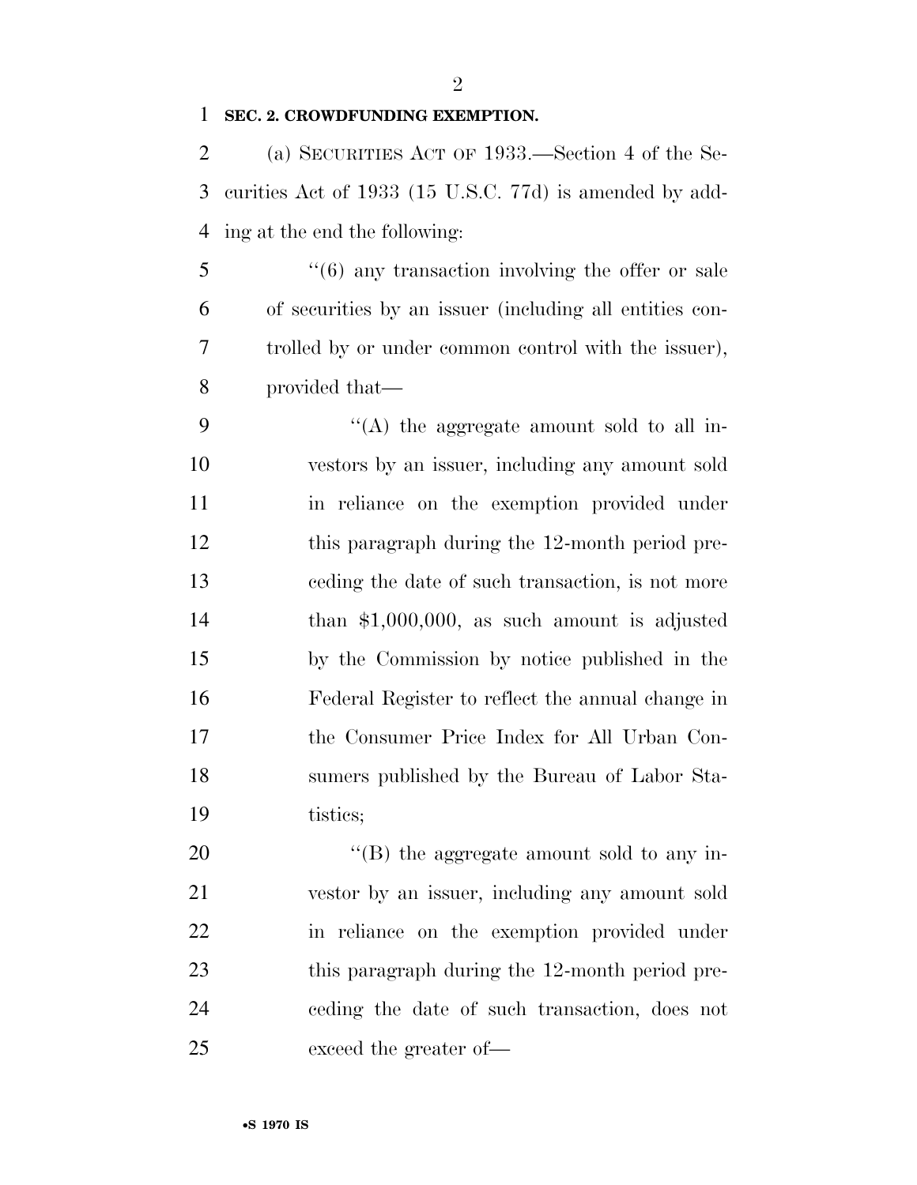**SEC. 2. CROWDFUNDING EXEMPTION.**

(a) SECURITIES ACT OF 1933.—Section 4 of the Securities Act of 1933 (15 U.S.C. 77d) is amended by adding at the end the following:

''(6) any transaction involving the offer or sale of securities by an issuer (including all entities controlled by or under common control with the issuer), provided that—

''(A) the aggregate amount sold to all investors by an issuer, including any amount sold in reliance on the exemption provided under this paragraph during the 12-month period preceding the date of such transaction, is not more than $1,000,000, as such amount is adjusted by the Commission by notice published in the Federal Register to reflect the annual change in the Consumer Price Index for All Urban Consumers published by the Bureau of Labor Statistics;

''(B) the aggregate amount sold to any investor by an issuer, including any amount sold in reliance on the exemption provided under this paragraph during the 12-month period preceding the date of such transaction, does not exceed the greater of—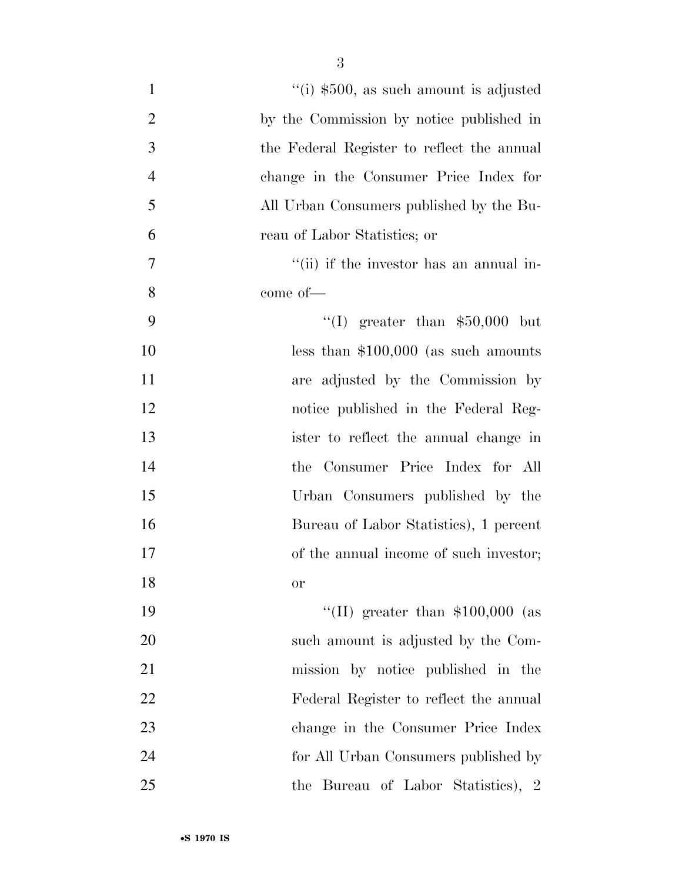"(i) $500, as such amount is adjusted by the Commission by notice published in the Federal Register to reflect the annual change in the Consumer Price Index for All Urban Consumers published by the Bureau of Labor Statistics; or

"(ii) if the investor has an annual income of—

"(I) greater than $50,000 but less than $100,000 (as such amounts are adjusted by the Commission by notice published in the Federal Register to reflect the annual change in the Consumer Price Index for All Urban Consumers published by the Bureau of Labor Statistics), 1 percent of the annual income of such investor; or

"(II) greater than $100,000 (as such amount is adjusted by the Commission by notice published in the Federal Register to reflect the annual change in the Consumer Price Index for All Urban Consumers published by the Bureau of Labor Statistics), 2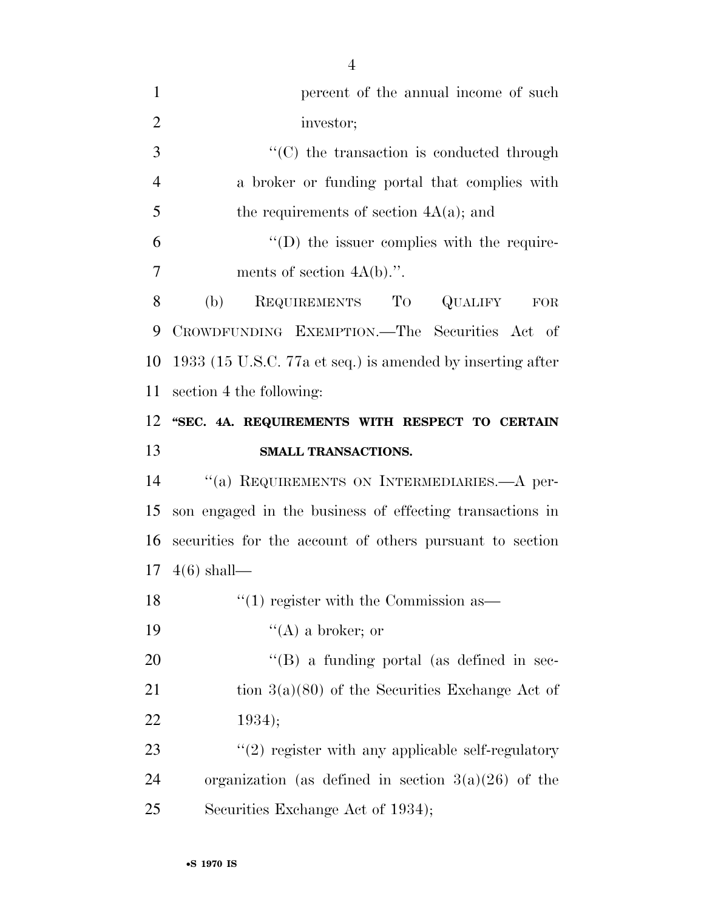percent of the annual income of such investor;

''(C) the transaction is conducted through a broker or funding portal that complies with the requirements of section 4A(a); and

''(D) the issuer complies with the requirements of section 4A(b).''.

(b) REQUIREMENTS TO QUALIFY FOR CROWDFUNDING EXEMPTION.—The Securities Act of 1933 (15 U.S.C. 77a et seq.) is amended by inserting after section 4 the following:

**''SEC. 4A. REQUIREMENTS WITH RESPECT TO CERTAIN SMALL TRANSACTIONS.**

''(a) REQUIREMENTS ON INTERMEDIARIES.—A person engaged in the business of effecting transactions in securities for the account of others pursuant to section 4(6) shall—

''(1) register with the Commission as—

''(A) a broker; or

''(B) a funding portal (as defined in section 3(a)(80) of the Securities Exchange Act of 1934);

''(2) register with any applicable self-regulatory organization (as defined in section 3(a)(26) of the Securities Exchange Act of 1934);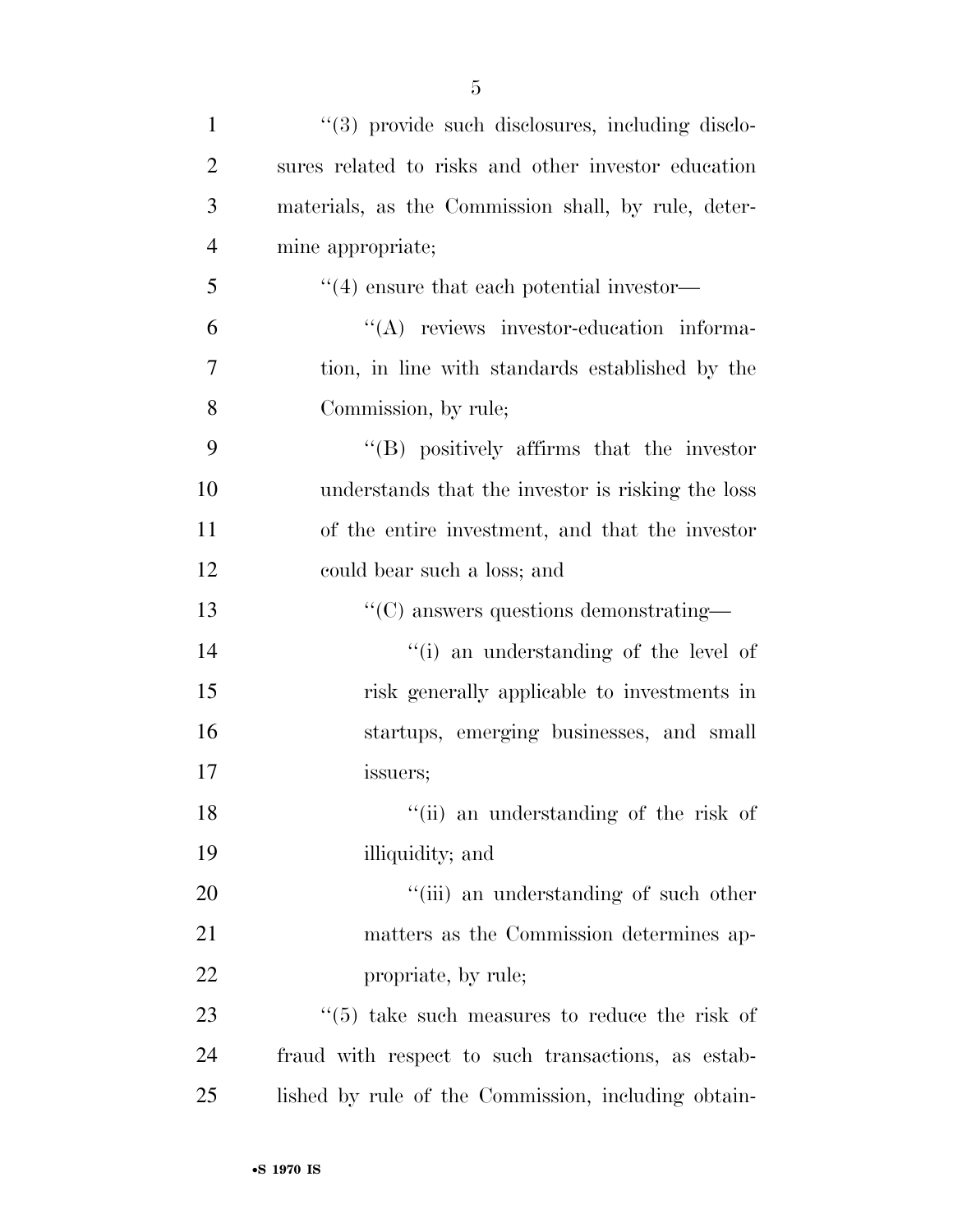''(3) provide such disclosures, including disclosures related to risks and other investor education materials, as the Commission shall, by rule, determine appropriate;

''(4) ensure that each potential investor—

''(A) reviews investor-education information, in line with standards established by the Commission, by rule;

''(B) positively affirms that the investor understands that the investor is risking the loss of the entire investment, and that the investor could bear such a loss; and

''(C) answers questions demonstrating—

''(i) an understanding of the level of risk generally applicable to investments in startups, emerging businesses, and small issuers;

''(ii) an understanding of the risk of illiquidity; and

''(iii) an understanding of such other matters as the Commission determines appropriate, by rule;

''(5) take such measures to reduce the risk of fraud with respect to such transactions, as established by rule of the Commission, including obtain-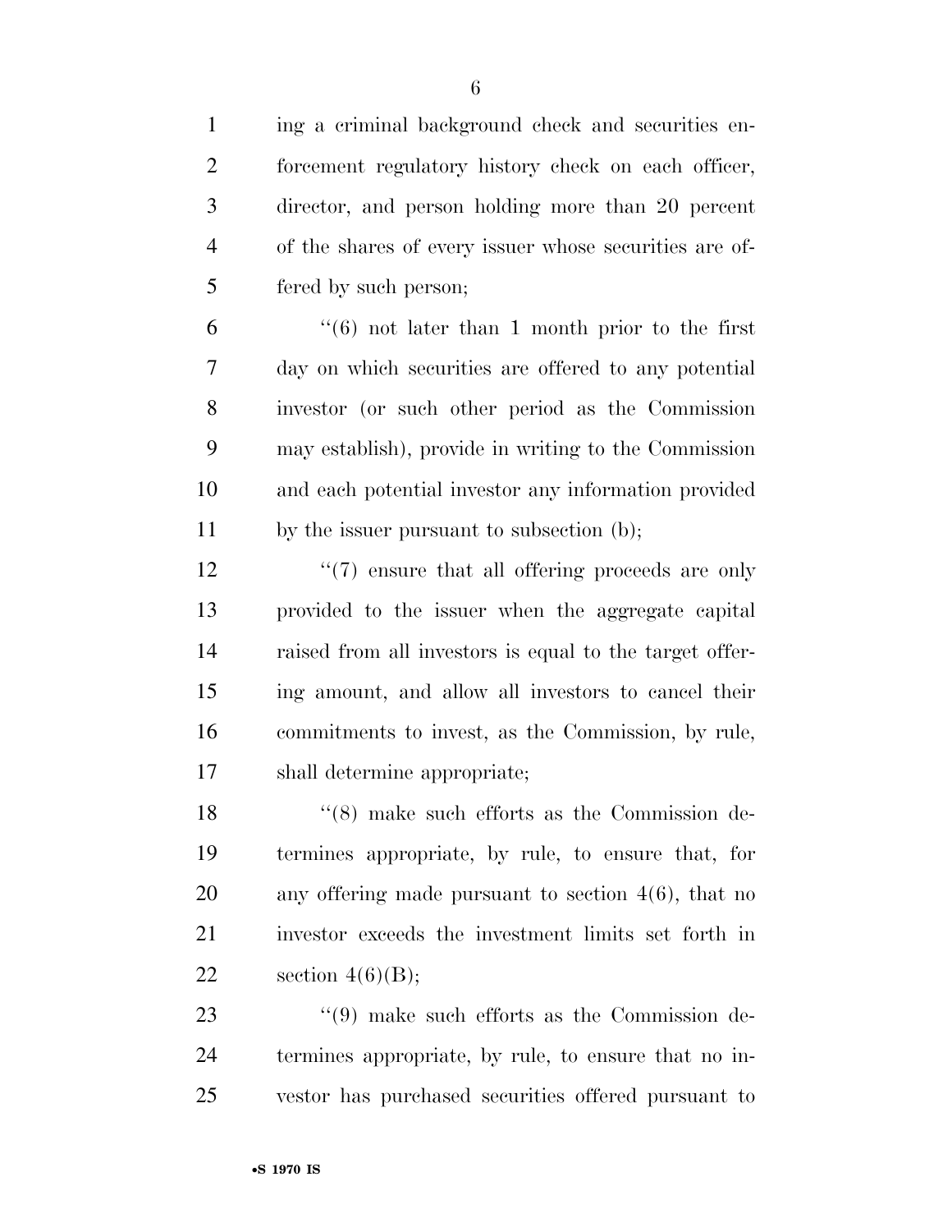ing a criminal background check and securities enforcement regulatory history check on each officer, director, and person holding more than 20 percent of the shares of every issuer whose securities are offered by such person;

''(6) not later than 1 month prior to the first day on which securities are offered to any potential investor (or such other period as the Commission may establish), provide in writing to the Commission and each potential investor any information provided by the issuer pursuant to subsection (b);

''(7) ensure that all offering proceeds are only provided to the issuer when the aggregate capital raised from all investors is equal to the target offering amount, and allow all investors to cancel their commitments to invest, as the Commission, by rule, shall determine appropriate;

''(8) make such efforts as the Commission determines appropriate, by rule, to ensure that, for any offering made pursuant to section 4(6), that no investor exceeds the investment limits set forth in section 4(6)(B);

''(9) make such efforts as the Commission determines appropriate, by rule, to ensure that no investor has purchased securities offered pursuant to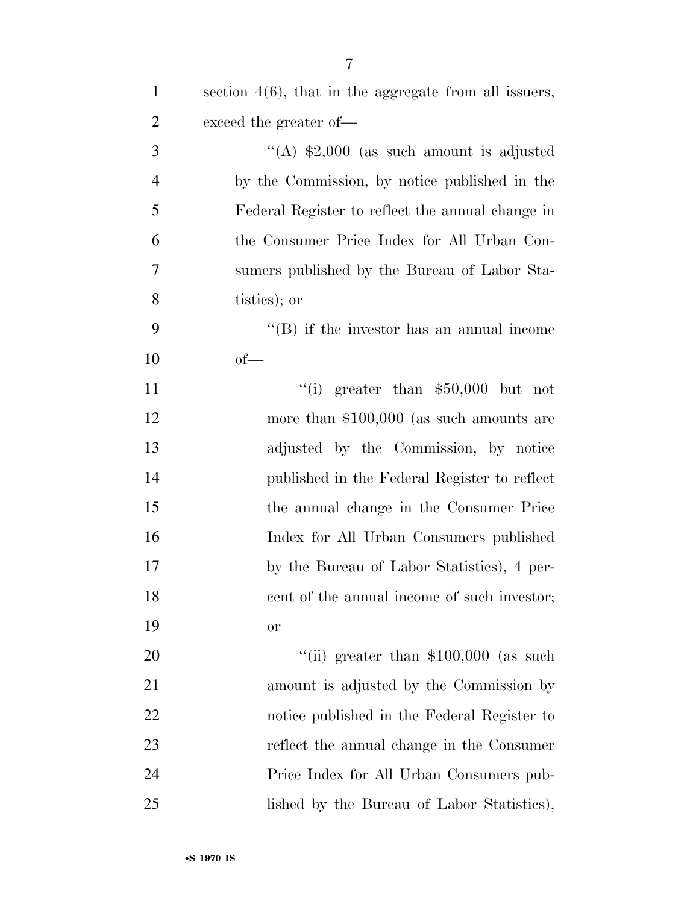section 4(6), that in the aggregate from all issuers, exceed the greater of—

''(A) $2,000 (as such amount is adjusted by the Commission, by notice published in the Federal Register to reflect the annual change in the Consumer Price Index for All Urban Consumers published by the Bureau of Labor Statistics); or

''(B) if the investor has an annual income of—

''(i) greater than $50,000 but not more than $100,000 (as such amounts are adjusted by the Commission, by notice published in the Federal Register to reflect the annual change in the Consumer Price Index for All Urban Consumers published by the Bureau of Labor Statistics), 4 percent of the annual income of such investor; or

''(ii) greater than $100,000 (as such amount is adjusted by the Commission by notice published in the Federal Register to reflect the annual change in the Consumer Price Index for All Urban Consumers published by the Bureau of Labor Statistics),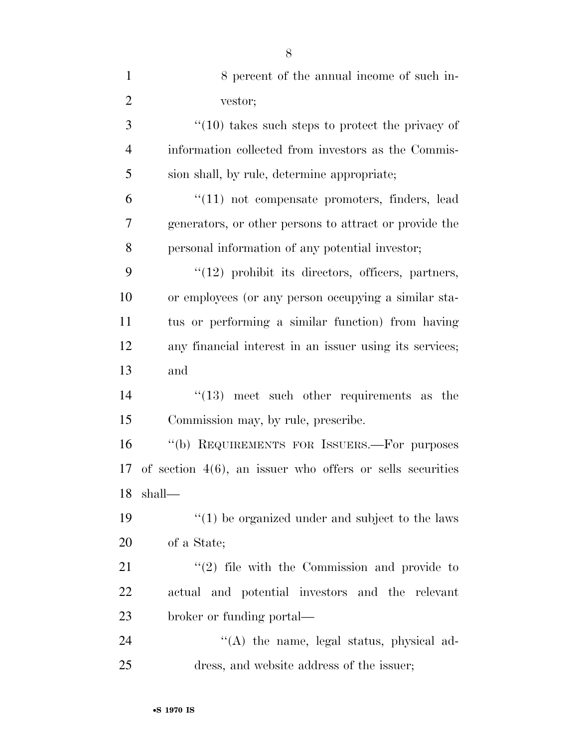8 percent of the annual income of such investor;

"(10) takes such steps to protect the privacy of information collected from investors as the Commission shall, by rule, determine appropriate;

"(11) not compensate promoters, finders, lead generators, or other persons to attract or provide the personal information of any potential investor;

"(12) prohibit its directors, officers, partners, or employees (or any person occupying a similar status or performing a similar function) from having any financial interest in an issuer using its services; and

"(13) meet such other requirements as the Commission may, by rule, prescribe.

"(b) REQUIREMENTS FOR ISSUERS.—For purposes of section 4(6), an issuer who offers or sells securities shall—

"(1) be organized under and subject to the laws of a State;

"(2) file with the Commission and provide to actual and potential investors and the relevant broker or funding portal—

"(A) the name, legal status, physical address, and website address of the issuer;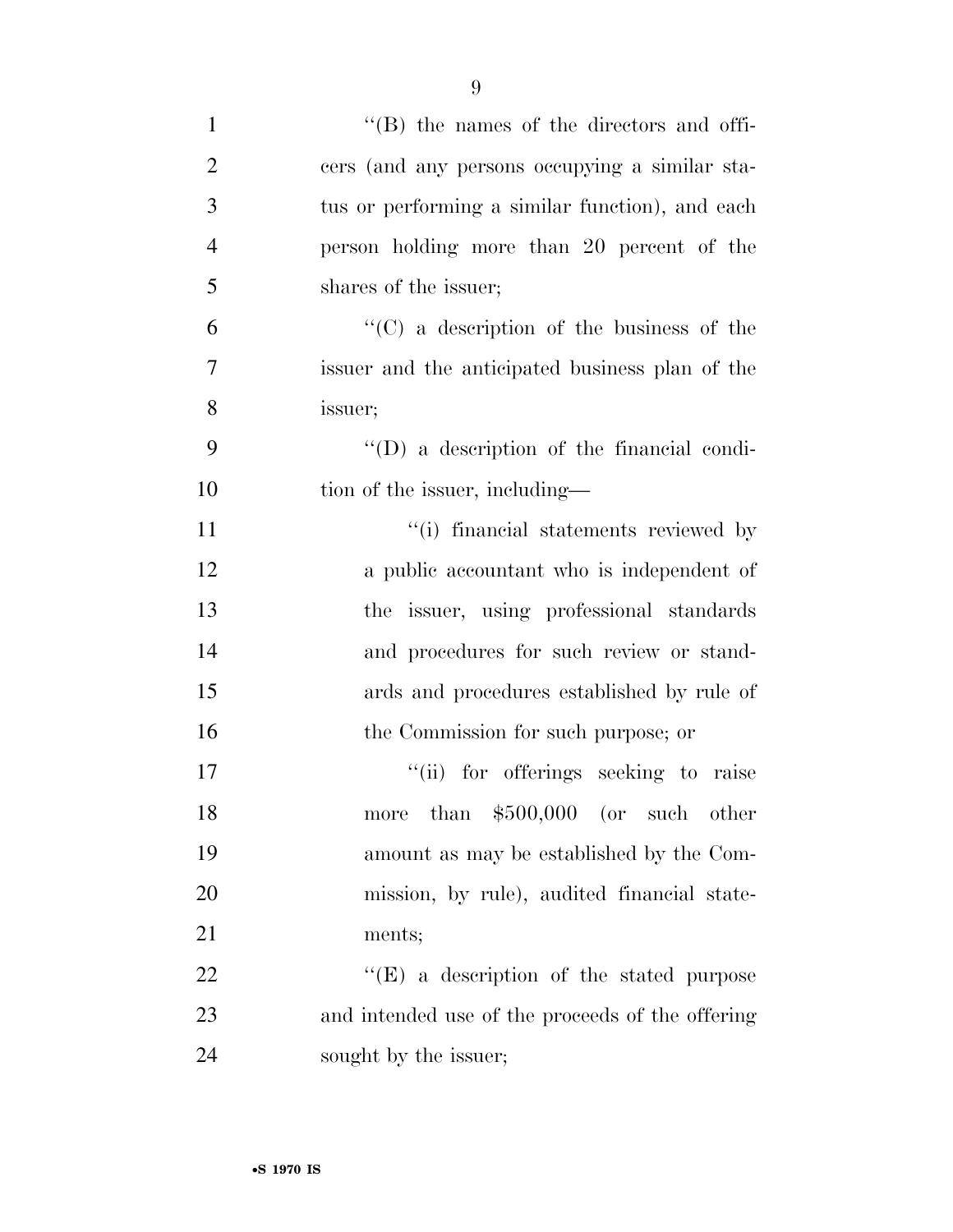"(B) the names of the directors and officers (and any persons occupying a similar status or performing a similar function), and each person holding more than 20 percent of the shares of the issuer;

"(C) a description of the business of the issuer and the anticipated business plan of the issuer;

"(D) a description of the financial condition of the issuer, including—

"(i) financial statements reviewed by a public accountant who is independent of the issuer, using professional standards and procedures for such review or standards and procedures established by rule of the Commission for such purpose; or

"(ii) for offerings seeking to raise more than $500,000 (or such other amount as may be established by the Commission, by rule), audited financial statements;

"(E) a description of the stated purpose and intended use of the proceeds of the offering sought by the issuer;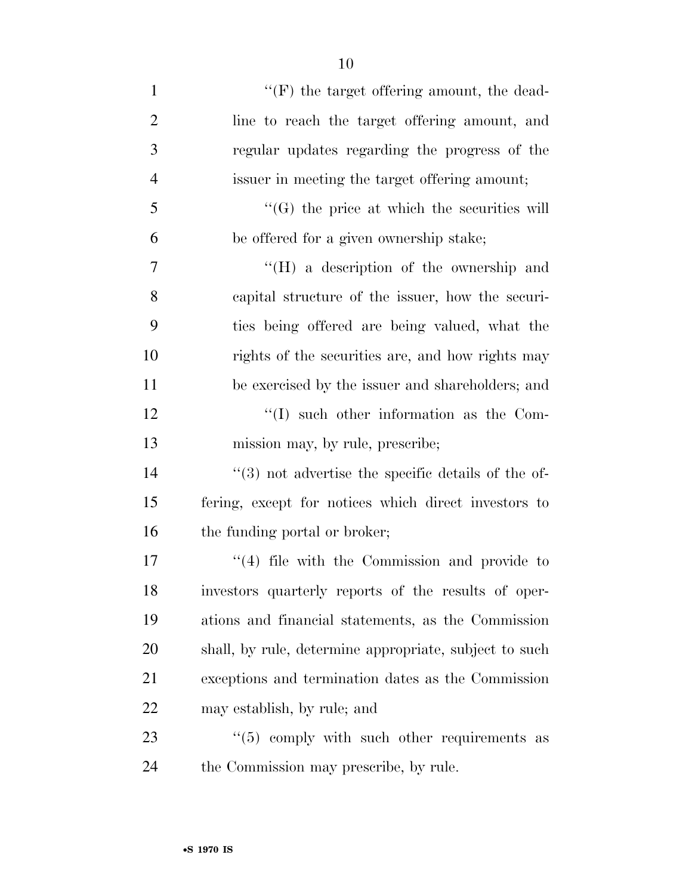''(F) the target offering amount, the deadline to reach the target offering amount, and regular updates regarding the progress of the issuer in meeting the target offering amount;

''(G) the price at which the securities will be offered for a given ownership stake;

''(H) a description of the ownership and capital structure of the issuer, how the securities being offered are being valued, what the rights of the securities are, and how rights may be exercised by the issuer and shareholders; and

''(I) such other information as the Commission may, by rule, prescribe;

''(3) not advertise the specific details of the offering, except for notices which direct investors to the funding portal or broker;

''(4) file with the Commission and provide to investors quarterly reports of the results of operations and financial statements, as the Commission shall, by rule, determine appropriate, subject to such exceptions and termination dates as the Commission may establish, by rule; and

''(5) comply with such other requirements as the Commission may prescribe, by rule.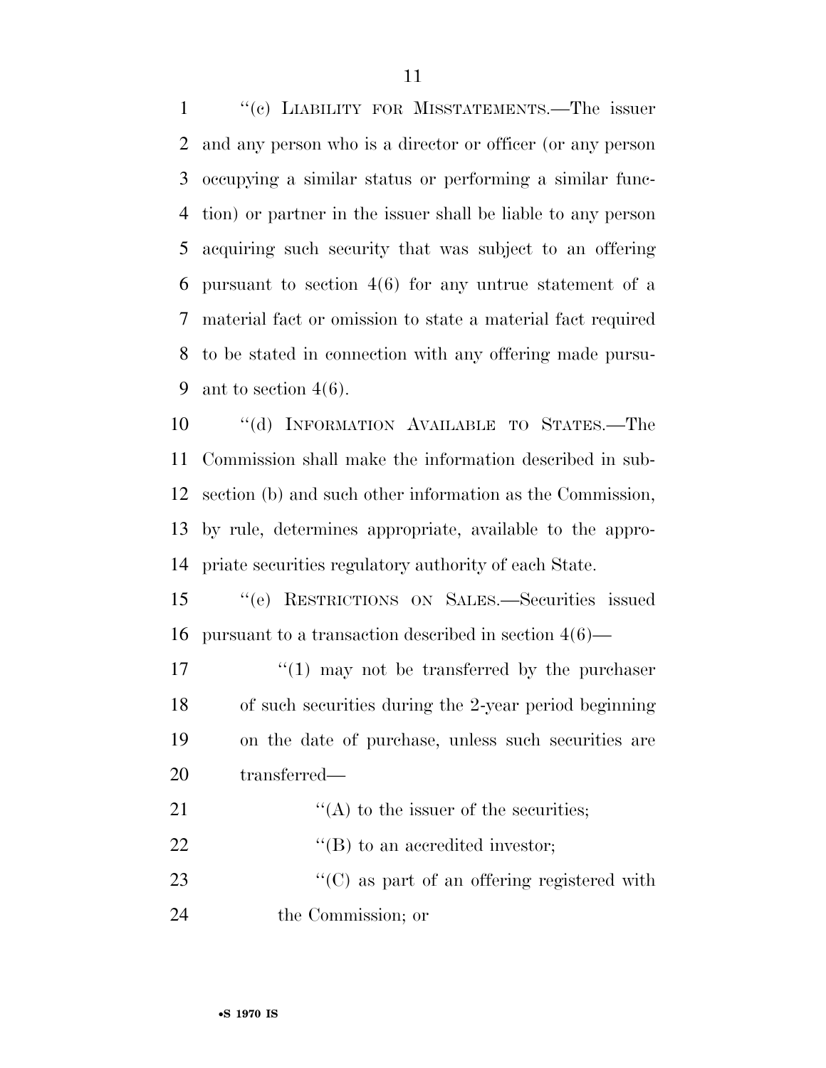''(c) LIABILITY FOR MISSTATEMENTS.—The issuer and any person who is a director or officer (or any person occupying a similar status or performing a similar function) or partner in the issuer shall be liable to any person acquiring such security that was subject to an offering pursuant to section 4(6) for any untrue statement of a material fact or omission to state a material fact required to be stated in connection with any offering made pursuant to section 4(6).

''(d) INFORMATION AVAILABLE TO STATES.—The Commission shall make the information described in subsection (b) and such other information as the Commission, by rule, determines appropriate, available to the appropriate securities regulatory authority of each State.

''(e) RESTRICTIONS ON SALES.—Securities issued pursuant to a transaction described in section 4(6)—

''(1) may not be transferred by the purchaser of such securities during the 2-year period beginning on the date of purchase, unless such securities are transferred—

''(A) to the issuer of the securities;

''(B) to an accredited investor;

''(C) as part of an offering registered with the Commission; or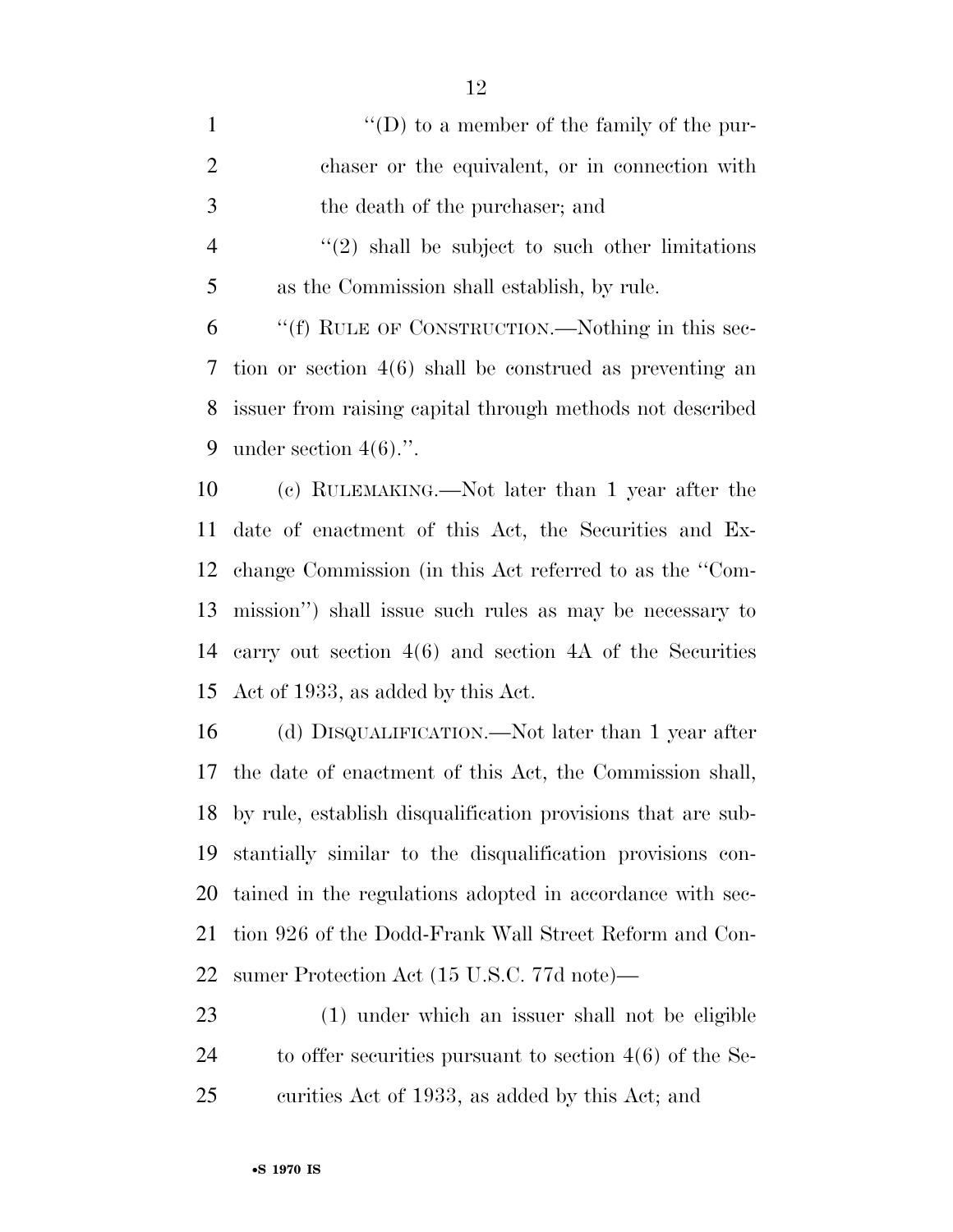''(D) to a member of the family of the purchaser or the equivalent, or in connection with the death of the purchaser; and

''(2) shall be subject to such other limitations as the Commission shall establish, by rule.

''(f) RULE OF CONSTRUCTION.—Nothing in this section or section 4(6) shall be construed as preventing an issuer from raising capital through methods not described under section 4(6).''.

(c) RULEMAKING.—Not later than 1 year after the date of enactment of this Act, the Securities and Exchange Commission (in this Act referred to as the ''Commission'') shall issue such rules as may be necessary to carry out section 4(6) and section 4A of the Securities Act of 1933, as added by this Act.

(d) DISQUALIFICATION.—Not later than 1 year after the date of enactment of this Act, the Commission shall, by rule, establish disqualification provisions that are substantially similar to the disqualification provisions contained in the regulations adopted in accordance with section 926 of the Dodd-Frank Wall Street Reform and Consumer Protection Act (15 U.S.C. 77d note)—

(1) under which an issuer shall not be eligible to offer securities pursuant to section 4(6) of the Securities Act of 1933, as added by this Act; and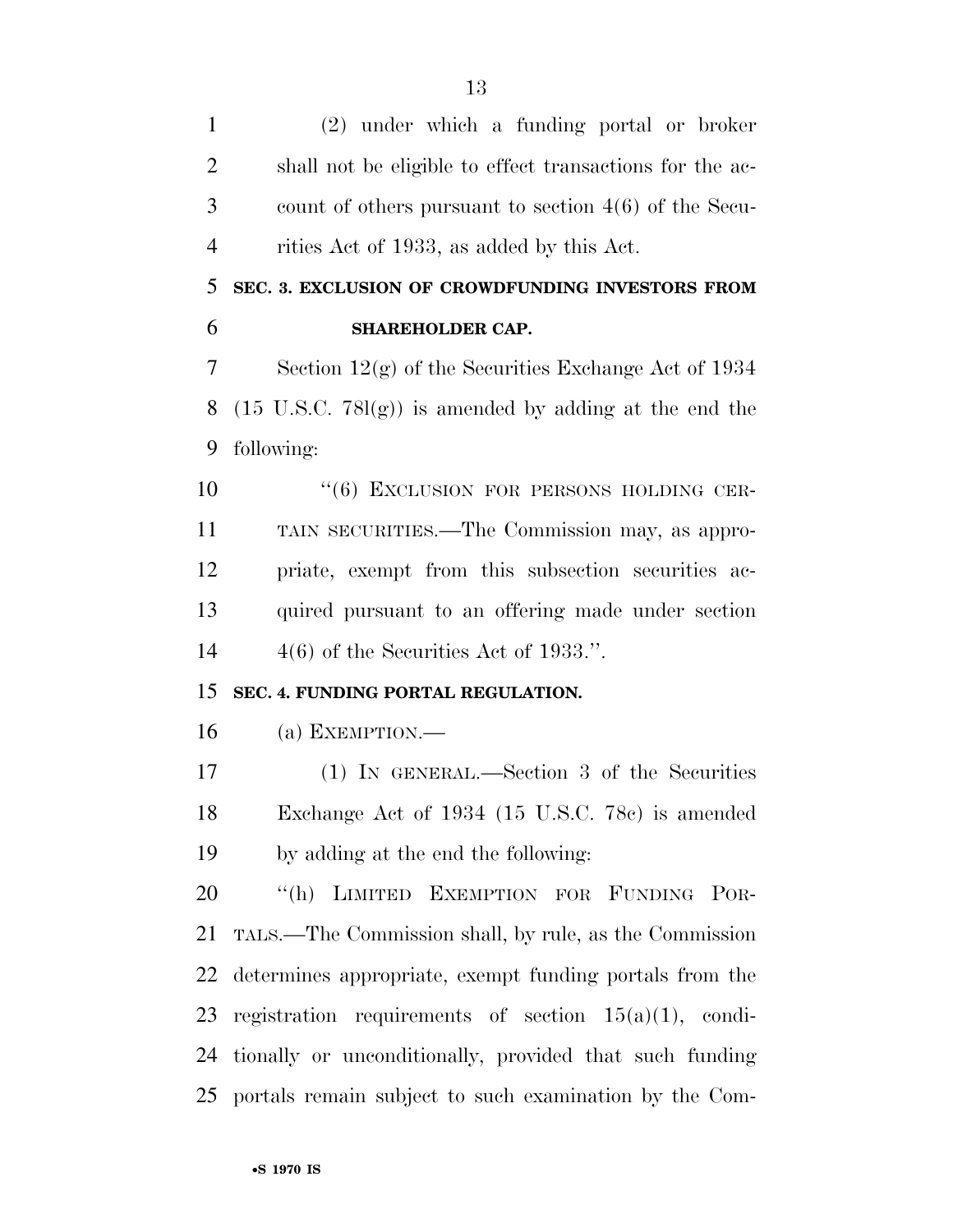(2) under which a funding portal or broker shall not be eligible to effect transactions for the account of others pursuant to section 4(6) of the Securities Act of 1933, as added by this Act.

**SEC. 3. EXCLUSION OF CROWDFUNDING INVESTORS FROM SHAREHOLDER CAP.**

Section 12(g) of the Securities Exchange Act of 1934 (15 U.S.C. 78l(g)) is amended by adding at the end the following:

"(6) EXCLUSION FOR PERSONS HOLDING CERTAIN SECURITIES.—The Commission may, as appropriate, exempt from this subsection securities acquired pursuant to an offering made under section 4(6) of the Securities Act of 1933.".

**SEC. 4. FUNDING PORTAL REGULATION.**

(a) EXEMPTION.—

(1) IN GENERAL.—Section 3 of the Securities Exchange Act of 1934 (15 U.S.C. 78c) is amended by adding at the end the following:

"(h) LIMITED EXEMPTION FOR FUNDING PORTALS.—The Commission shall, by rule, as the Commission determines appropriate, exempt funding portals from the registration requirements of section 15(a)(1), conditionally or unconditionally, provided that such funding portals remain subject to such examination by the Com-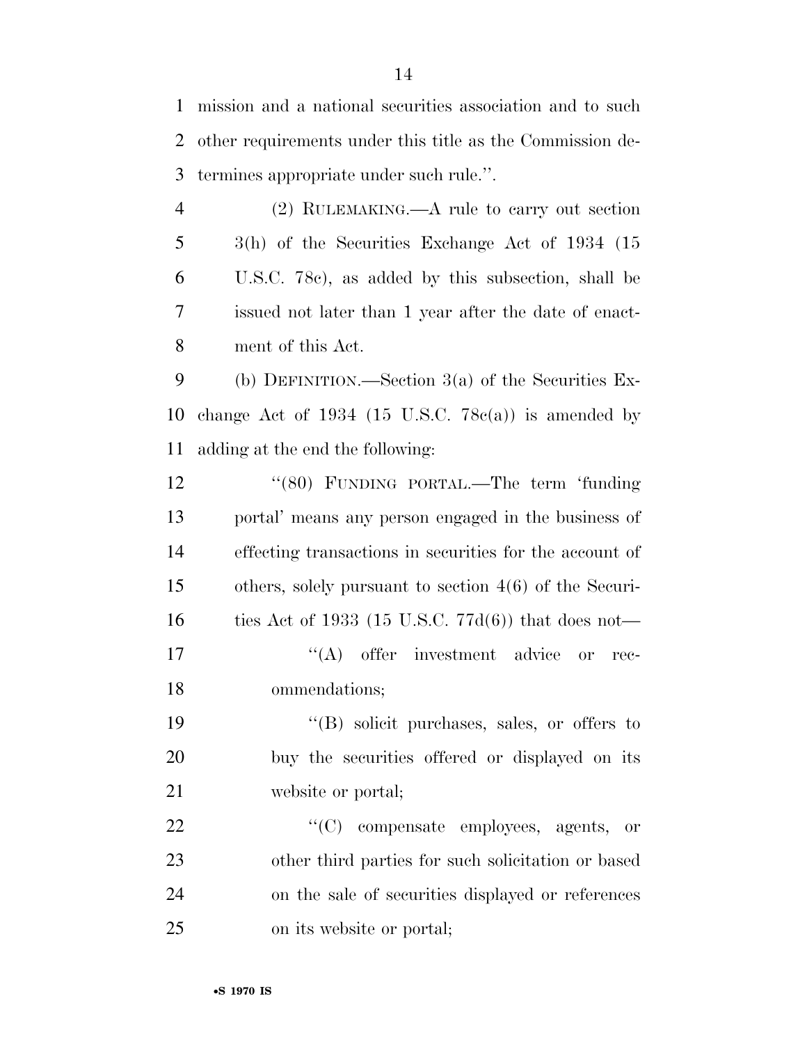mission and a national securities association and to such other requirements under this title as the Commission determines appropriate under such rule.''.

(2) RULEMAKING.—A rule to carry out section 3(h) of the Securities Exchange Act of 1934 (15 U.S.C. 78c), as added by this subsection, shall be issued not later than 1 year after the date of enactment of this Act.

(b) DEFINITION.—Section 3(a) of the Securities Exchange Act of 1934 (15 U.S.C. 78c(a)) is amended by adding at the end the following:

''(80) FUNDING PORTAL.—The term 'funding portal' means any person engaged in the business of effecting transactions in securities for the account of others, solely pursuant to section 4(6) of the Securities Act of 1933 (15 U.S.C. 77d(6)) that does not—

''(A) offer investment advice or recommendations;

''(B) solicit purchases, sales, or offers to buy the securities offered or displayed on its website or portal;

''(C) compensate employees, agents, or other third parties for such solicitation or based on the sale of securities displayed or references on its website or portal;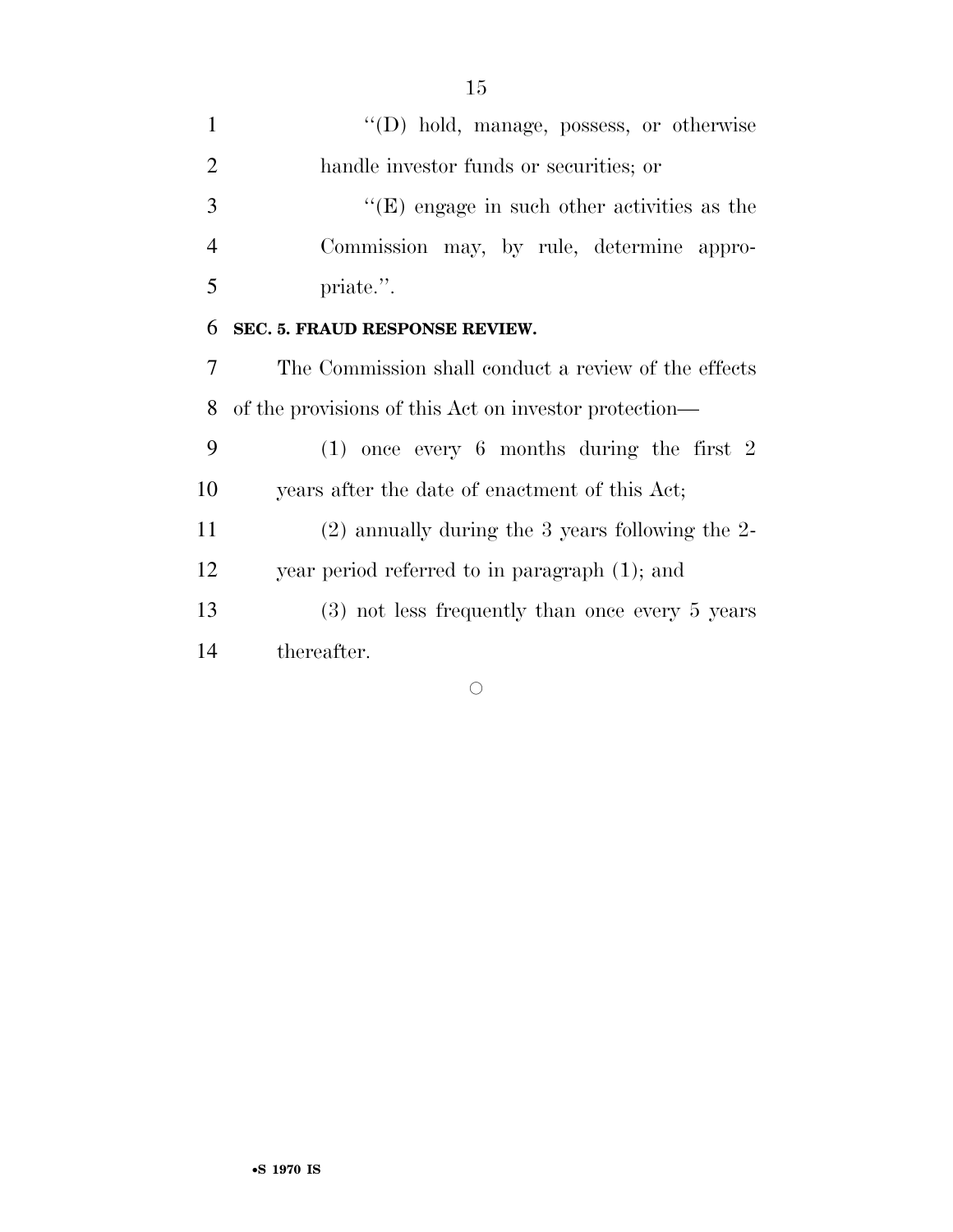''(D) hold, manage, possess, or otherwise handle investor funds or securities; or

''(E) engage in such other activities as the Commission may, by rule, determine appropriate.''.

**SEC. 5. FRAUD RESPONSE REVIEW.**

The Commission shall conduct a review of the effects of the provisions of this Act on investor protection—

(1) once every 6 months during the first 2 years after the date of enactment of this Act;

(2) annually during the 3 years following the 2-year period referred to in paragraph (1); and

(3) not less frequently than once every 5 years thereafter.

○